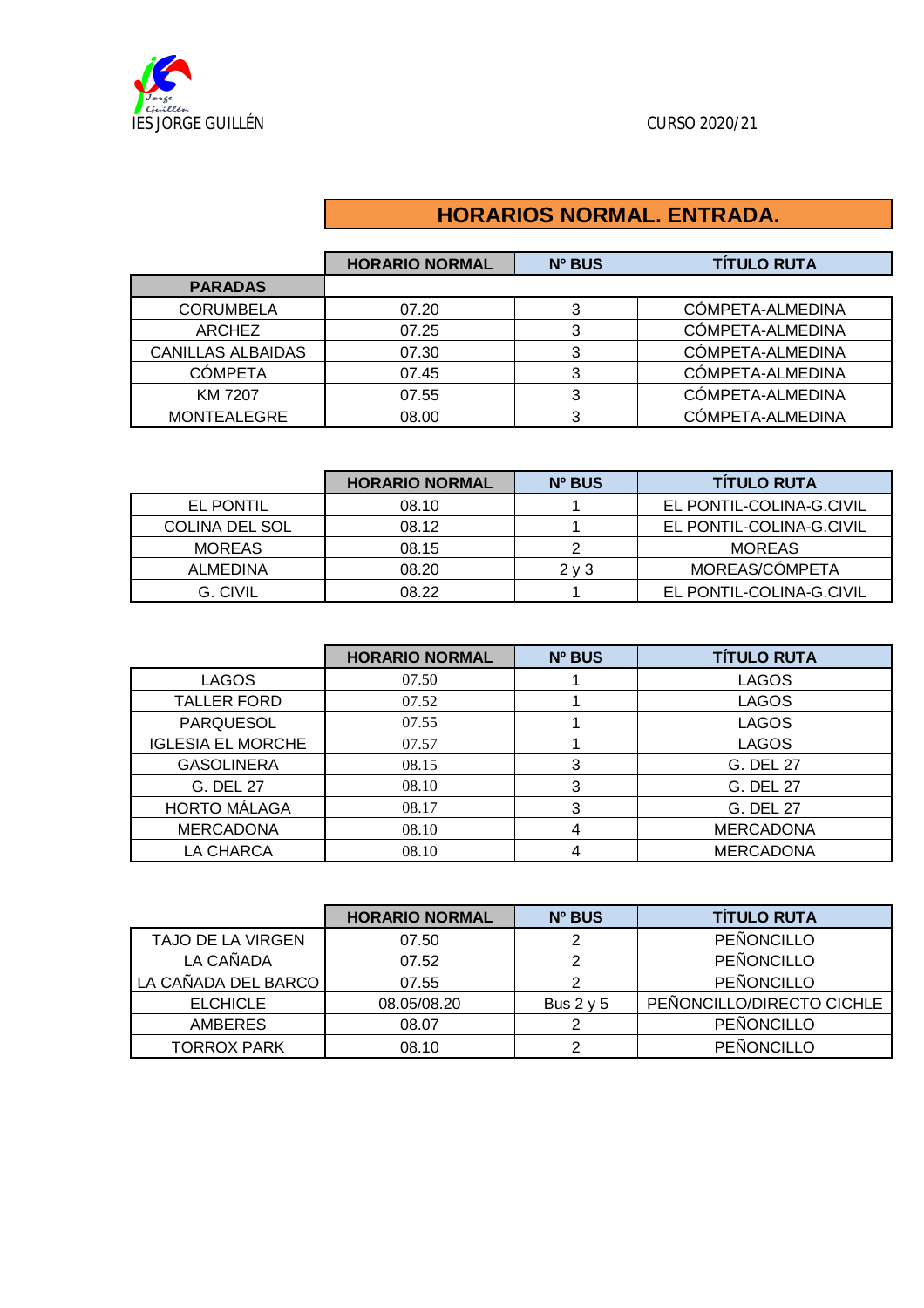IES JORGE GUILLÉN

CURSO 2020/21

# HORARIOS NORMAL. ENTRADA.

| PARADAS | HORARIO NORMAL | Nº BUS | TÍTULO RUTA |
|---|---|---|---|
| CORUMBELA | 07.20 | 3 | CÓMPETA-ALMEDINA |
| ARCHEZ | 07.25 | 3 | CÓMPETA-ALMEDINA |
| CANILLAS ALBAIDAS | 07.30 | 3 | CÓMPETA-ALMEDINA |
| CÓMPETA | 07.45 | 3 | CÓMPETA-ALMEDINA |
| KM 7207 | 07.55 | 3 | CÓMPETA-ALMEDINA |
| MONTEALEGRE | 08.00 | 3 | CÓMPETA-ALMEDINA |

| | HORARIO NORMAL | Nº BUS | TÍTULO RUTA |
|---|---|---|---|
| EL PONTIL | 08.10 | 1 | EL PONTIL-COLINA-G.CIVIL |
| COLINA DEL SOL | 08.12 | 1 | EL PONTIL-COLINA-G.CIVIL |
| MOREAS | 08.15 | 2 | MOREAS |
| ALMEDINA | 08.20 | 2 y 3 | MOREAS/CÓMPETA |
| G. CIVIL | 08.22 | 1 | EL PONTIL-COLINA-G.CIVIL |

| | HORARIO NORMAL | Nº BUS | TÍTULO RUTA |
|---|---|---|---|
| LAGOS | 07.50 | 1 | LAGOS |
| TALLER FORD | 07.52 | 1 | LAGOS |
| PARQUESOL | 07.55 | 1 | LAGOS |
| IGLESIA EL MORCHE | 07.57 | 1 | LAGOS |
| GASOLINERA | 08.15 | 3 | G. DEL 27 |
| G. DEL 27 | 08.10 | 3 | G. DEL 27 |
| HORTO MÁLAGA | 08.17 | 3 | G. DEL 27 |
| MERCADONA | 08.10 | 4 | MERCADONA |
| LA CHARCA | 08.10 | 4 | MERCADONA |

| | HORARIO NORMAL | Nº BUS | TÍTULO RUTA |
|---|---|---|---|
| TAJO DE LA VIRGEN | 07.50 | 2 | PEÑONCILLO |
| LA CAÑADA | 07.52 | 2 | PEÑONCILLO |
| LA CAÑADA DEL BARCO | 07.55 | 2 | PEÑONCILLO |
| ELCHICLE | 08.05/08.20 | Bus 2 y 5 | PEÑONCILLO/DIRECTO CICHLE |
| AMBERES | 08.07 | 2 | PEÑONCILLO |
| TORROX PARK | 08.10 | 2 | PEÑONCILLO |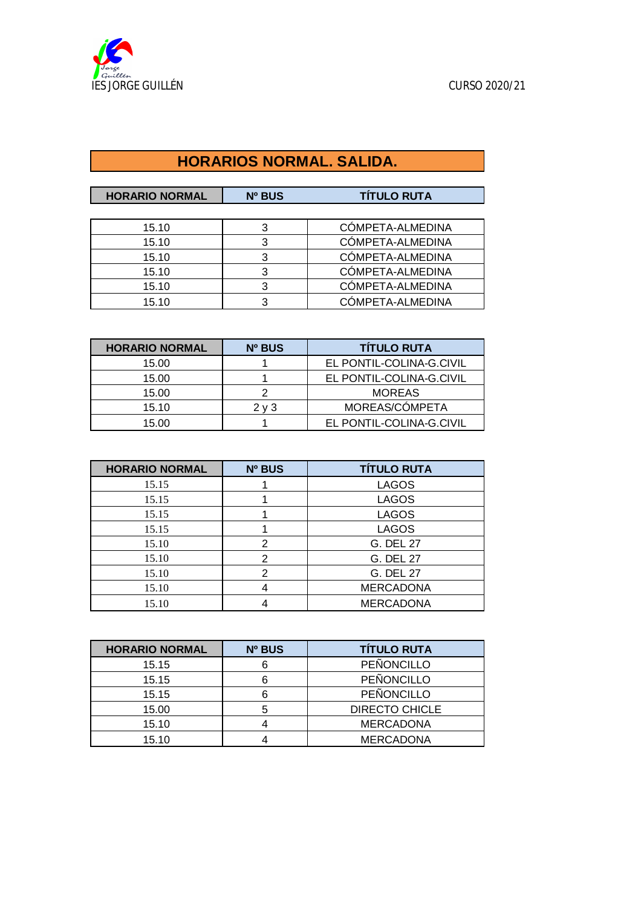IES JORGE GUILLÉN

CURSO 2020/21

# HORARIOS NORMAL. SALIDA.

| HORARIO NORMAL | Nº BUS | TÍTULO RUTA |
|---|---|---|
| 15.10 | 3 | CÓMPETA-ALMEDINA |
| 15.10 | 3 | CÓMPETA-ALMEDINA |
| 15.10 | 3 | CÓMPETA-ALMEDINA |
| 15.10 | 3 | CÓMPETA-ALMEDINA |
| 15.10 | 3 | CÓMPETA-ALMEDINA |
| 15.10 | 3 | CÓMPETA-ALMEDINA |

| HORARIO NORMAL | Nº BUS | TÍTULO RUTA |
|---|---|---|
| 15.00 | 1 | EL PONTIL-COLINA-G.CIVIL |
| 15.00 | 1 | EL PONTIL-COLINA-G.CIVIL |
| 15.00 | 2 | MOREAS |
| 15.10 | 2 y 3 | MOREAS/CÓMPETA |
| 15.00 | 1 | EL PONTIL-COLINA-G.CIVIL |

| HORARIO NORMAL | Nº BUS | TÍTULO RUTA |
|---|---|---|
| 15.15 | 1 | LAGOS |
| 15.15 | 1 | LAGOS |
| 15.15 | 1 | LAGOS |
| 15.15 | 1 | LAGOS |
| 15.10 | 2 | G. DEL 27 |
| 15.10 | 2 | G. DEL 27 |
| 15.10 | 2 | G. DEL 27 |
| 15.10 | 4 | MERCADONA |
| 15.10 | 4 | MERCADONA |

| HORARIO NORMAL | Nº BUS | TÍTULO RUTA |
|---|---|---|
| 15.15 | 6 | PEÑONCILLO |
| 15.15 | 6 | PEÑONCILLO |
| 15.15 | 6 | PEÑONCILLO |
| 15.00 | 5 | DIRECTO CHICLE |
| 15.10 | 4 | MERCADONA |
| 15.10 | 4 | MERCADONA |